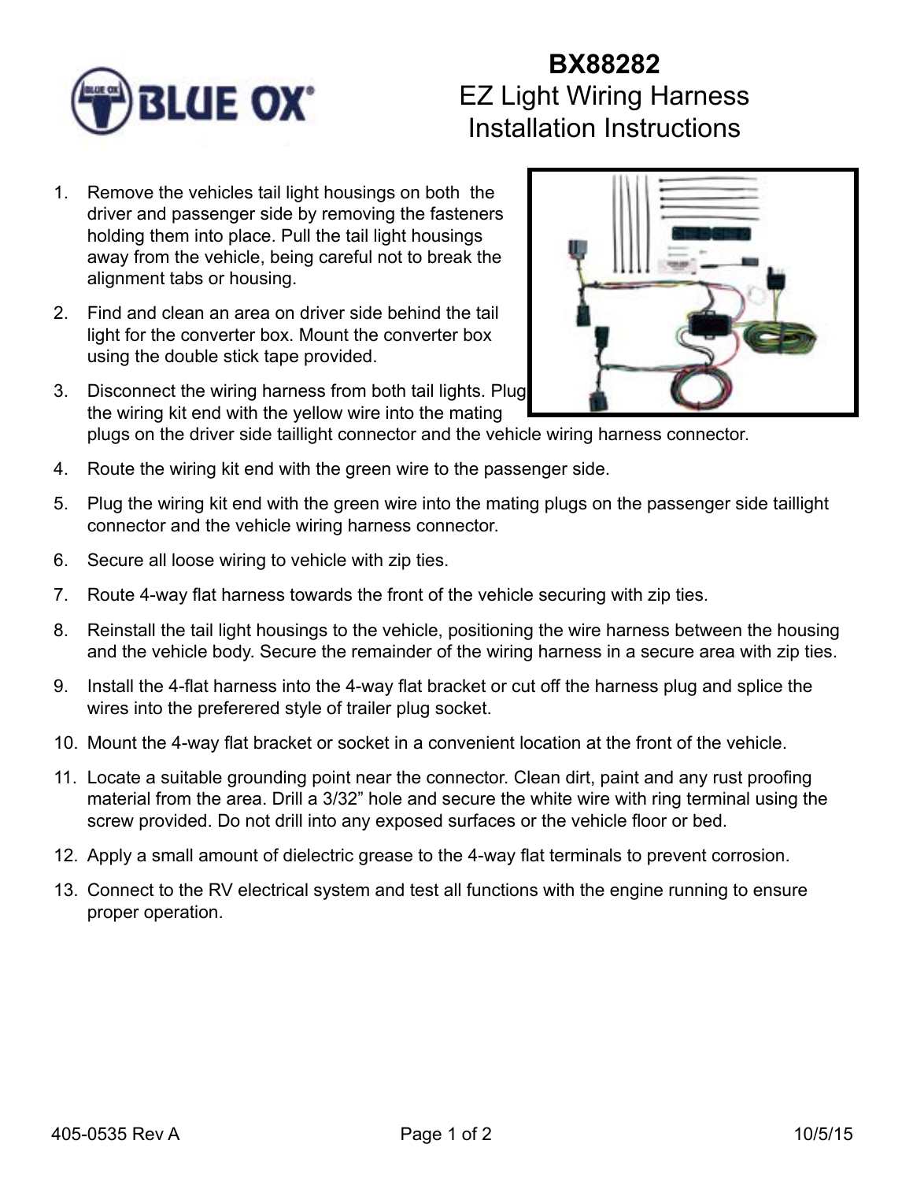# BX88282
## EZ Light Wiring Harness Installation Instructions

1. Remove the vehicles tail light housings on both the driver and passenger side by removing the fasteners holding them into place. Pull the tail light housings away from the vehicle, being careful not to break the alignment tabs or housing.
2. Find and clean an area on driver side behind the tail light for the converter box. Mount the converter box using the double stick tape provided.
3. Disconnect the wiring harness from both tail lights. Plug the wiring kit end with the yellow wire into the mating plugs on the driver side taillight connector and the vehicle wiring harness connector.
4. Route the wiring kit end with the green wire to the passenger side.
5. Plug the wiring kit end with the green wire into the mating plugs on the passenger side taillight connector and the vehicle wiring harness connector.
6. Secure all loose wiring to vehicle with zip ties.
7. Route 4-way flat harness towards the front of the vehicle securing with zip ties.
8. Reinstall the tail light housings to the vehicle, positioning the wire harness between the housing and the vehicle body. Secure the remainder of the wiring harness in a secure area with zip ties.
9. Install the 4-flat harness into the 4-way flat bracket or cut off the harness plug and splice the wires into the preferered style of trailer plug socket.
10. Mount the 4-way flat bracket or socket in a convenient location at the front of the vehicle.
11. Locate a suitable grounding point near the connector. Clean dirt, paint and any rust proofing material from the area. Drill a 3/32” hole and secure the white wire with ring terminal using the screw provided. Do not drill into any exposed surfaces or the vehicle floor or bed.
12. Apply a small amount of dielectric grease to the 4-way flat terminals to prevent corrosion.
13. Connect to the RV electrical system and test all functions with the engine running to ensure proper operation.

405-0535 Rev A 10/5/15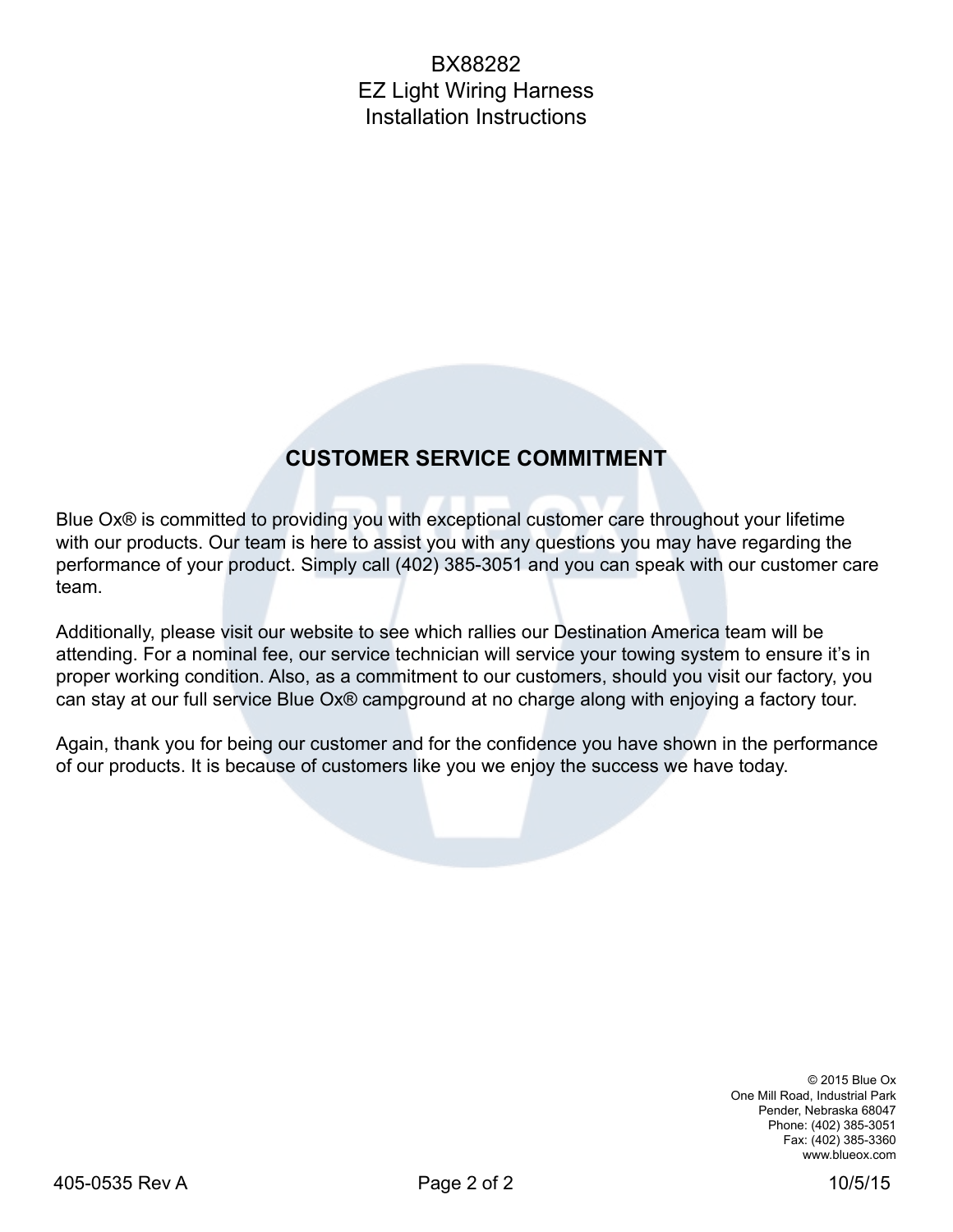# CUSTOMER SERVICE COMMITMENT

Blue Ox® is committed to providing you with exceptional customer care throughout your lifetime with our products. Our team is here to assist you with any questions you may have regarding the performance of your product. Simply call (402) 385-3051 and you can speak with our customer care team.

Additionally, please visit our website to see which rallies our Destination America team will be attending. For a nominal fee, our service technician will service your towing system to ensure it's in proper working condition. Also, as a commitment to our customers, should you visit our factory, you can stay at our full service Blue Ox® campground at no charge along with enjoying a factory tour.

Again, thank you for being our customer and for the confidence you have shown in the performance of our products. It is because of customers like you we enjoy the success we have today.

© 2015 Blue Ox
One Mill Road, Industrial Park
Pender, Nebraska 68047
Phone: (402) 385-3051
Fax: (402) 385-3360
www.blueox.com

405-0535 Rev A

10/5/15